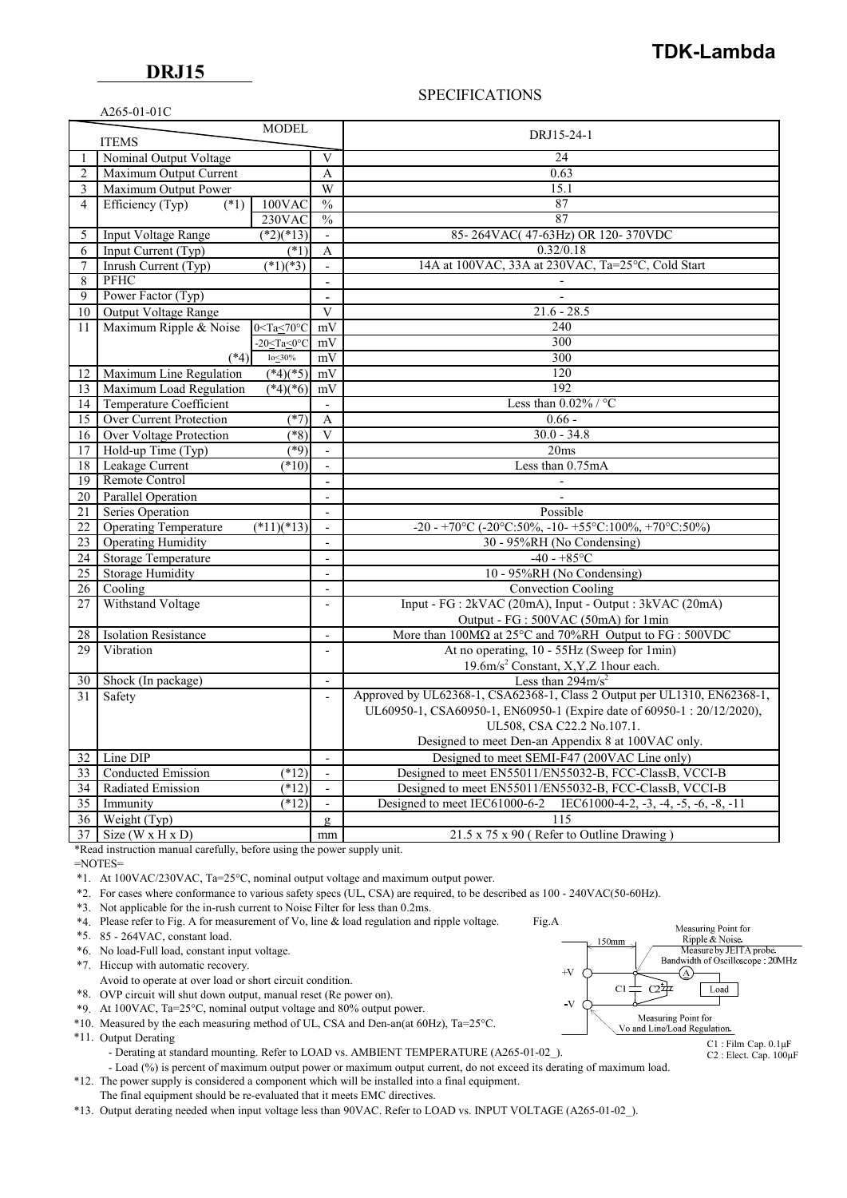# DRJ15

TDK-Lambda

## SPECIFICATIONS

A265-01-01C

| No. | ITEMS | | | MODEL DRJ15-24-1 |
|---|---|---|---|---|
| 1 | Nominal Output Voltage | | V | 24 |
| 2 | Maximum Output Current | | A | 0.63 |
| 3 | Maximum Output Power | | W | 15.1 |
| 4 | Efficiency (Typ) (*1) | 100VAC | % | 87 |
| | | 230VAC | % | 87 |
| 5 | Input Voltage Range | (*2)(*13) | - | 85- 264VAC( 47-63Hz) OR 120- 370VDC |
| 6 | Input Current (Typ) | (*1) | A | 0.32/0.18 |
| 7 | Inrush Current (Typ) | (*1)(*3) | - | 14A at 100VAC, 33A at 230VAC, Ta=25°C, Cold Start |
| 8 | PFHC | | - | - |
| 9 | Power Factor (Typ) | | - | - |
| 10 | Output Voltage Range | | V | 21.6 - 28.5 |
| 11 | Maximum Ripple & Noise | 0<Ta≤70°C | mV | 240 |
| | | -20≤Ta≤0°C | mV | 300 |
| | (*4) | Io≤30% | mV | 300 |
| 12 | Maximum Line Regulation | (*4)(*5) | mV | 120 |
| 13 | Maximum Load Regulation | (*4)(*6) | mV | 192 |
| 14 | Temperature Coefficient | | - | Less than 0.02% / °C |
| 15 | Over Current Protection | (*7) | A | 0.66 - |
| 16 | Over Voltage Protection | (*8) | V | 30.0 - 34.8 |
| 17 | Hold-up Time (Typ) | (*9) | - | 20ms |
| 18 | Leakage Current | (*10) | - | Less than 0.75mA |
| 19 | Remote Control | | - | - |
| 20 | Parallel Operation | | - | - |
| 21 | Series Operation | | - | Possible |
| 22 | Operating Temperature | (*11)(*13) | - | -20 - +70°C (-20°C:50%, -10- +55°C:100%, +70°C:50%) |
| 23 | Operating Humidity | | - | 30 - 95%RH (No Condensing) |
| 24 | Storage Temperature | | - | -40 - +85°C |
| 25 | Storage Humidity | | - | 10 - 95%RH (No Condensing) |
| 26 | Cooling | | - | Convection Cooling |
| 27 | Withstand Voltage | | - | Input - FG : 2kVAC (20mA), Input - Output : 3kVAC (20mA) Output - FG : 500VAC (50mA) for 1min |
| 28 | Isolation Resistance | | - | More than 100MΩ at 25°C and 70%RH Output to FG : 500VDC |
| 29 | Vibration | | - | At no operating, 10 - 55Hz (Sweep for 1min) 19.6m/s² Constant, X,Y,Z 1hour each. |
| 30 | Shock (In package) | | - | Less than 294m/s² |
| 31 | Safety | | - | Approved by UL62368-1, CSA62368-1, Class 2 Output per UL1310, EN62368-1, UL60950-1, CSA60950-1, EN60950-1 (Expire date of 60950-1 : 20/12/2020), UL508, CSA C22.2 No.107.1. Designed to meet Den-an Appendix 8 at 100VAC only. |
| 32 | Line DIP | | - | Designed to meet SEMI-F47 (200VAC Line only) |
| 33 | Conducted Emission | (*12) | - | Designed to meet EN55011/EN55032-B, FCC-ClassB, VCCI-B |
| 34 | Radiated Emission | (*12) | - | Designed to meet EN55011/EN55032-B, FCC-ClassB, VCCI-B |
| 35 | Immunity | (*12) | - | Designed to meet IEC61000-6-2 IEC61000-4-2, -3, -4, -5, -6, -8, -11 |
| 36 | Weight (Typ) | | g | 115 |
| 37 | Size (W x H x D) | | mm | 21.5 x 75 x 90 ( Refer to Outline Drawing ) |

*Read instruction manual carefully, before using the power supply unit.

=NOTES=

*1. At 100VAC/230VAC, Ta=25°C, nominal output voltage and maximum output power.

*2. For cases where conformance to various safety specs (UL, CSA) are required, to be described as 100 - 240VAC(50-60Hz).

*3. Not applicable for the in-rush current to Noise Filter for less than 0.2ms.

*4. Please refer to Fig. A for measurement of Vo, line & load regulation and ripple voltage.

*5. 85 - 264VAC, constant load.

*6. No load-Full load, constant input voltage.

*7. Hiccup with automatic recovery.
Avoid to operate at over load or short circuit condition.

*8. OVP circuit will shut down output, manual reset (Re power on).

*9. At 100VAC, Ta=25°C, nominal output voltage and 80% output power.

*10. Measured by the each measuring method of UL, CSA and Den-an(at 60Hz), Ta=25°C.

*11. Output Derating
- Derating at standard mounting. Refer to LOAD vs. AMBIENT TEMPERATURE (A265-01-02_).
- Load (%) is percent of maximum output power or maximum output current, do not exceed its derating of maximum load.

*12. The power supply is considered a component which will be installed into a final equipment.
The final equipment should be re-evaluated that it meets EMC directives.

*13. Output derating needed when input voltage less than 90VAC. Refer to LOAD vs. INPUT VOLTAGE (A265-01-02_).

Fig.A

Measuring Point for Ripple & Noise. Measure by JEITA probe. Bandwidth of Oscilloscope : 20MHz

150mm

+V, -V, C1, C2, A, Load

Measuring Point for Vo and Line/Load Regulation.

C1 : Film Cap. 0.1μF
C2 : Elect. Cap. 100μF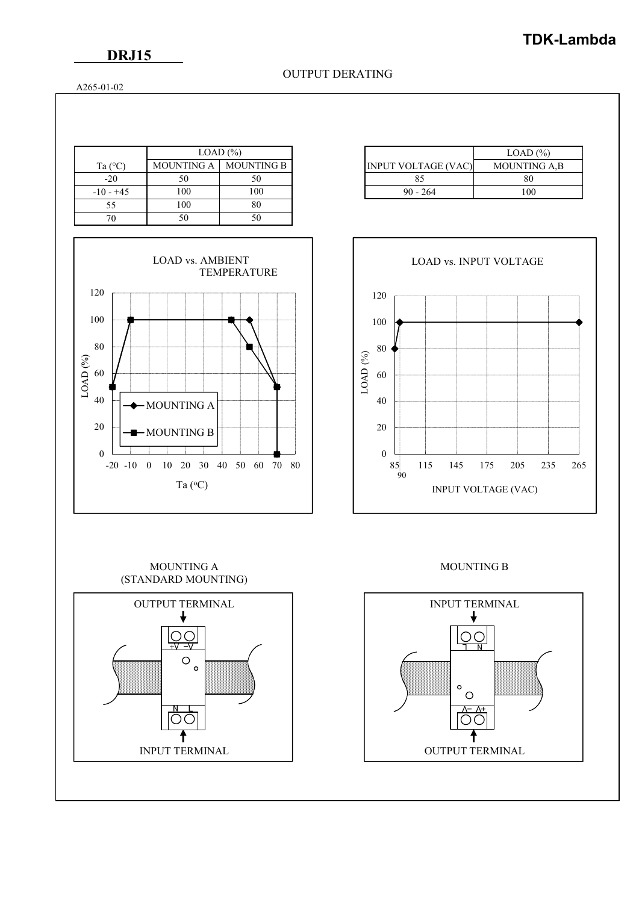# DRJ15

## OUTPUT DERATING

A265-01-02

| | LOAD (%) | |
|---|---|---|
| Ta (°C) | MOUNTING A | MOUNTING B |
| -20 | 50 | 50 |
| -10 - +45 | 100 | 100 |
| 55 | 100 | 80 |
| 70 | 50 | 50 |

| | LOAD (%) |
|---|---|
| INPUT VOLTAGE (VAC) | MOUNTING A,B |
| 85 | 80 |
| 90 - 264 | 100 |

LOAD vs. AMBIENT TEMPERATURE

LOAD (%)

120
100
80
60
40
20
0

-20 -10 0 10 20 30 40 50 60 70 80

Ta (°C)

MOUNTING A

MOUNTING B

LOAD vs. INPUT VOLTAGE

LOAD (%)

120
100
80
60
40
20
0

85 90 115 145 175 205 235 265

INPUT VOLTAGE (VAC)

MOUNTING A
(STANDARD MOUNTING)

OUTPUT TERMINAL

+V −V

N L

INPUT TERMINAL

MOUNTING B

INPUT TERMINAL

L N

−V +V

OUTPUT TERMINAL